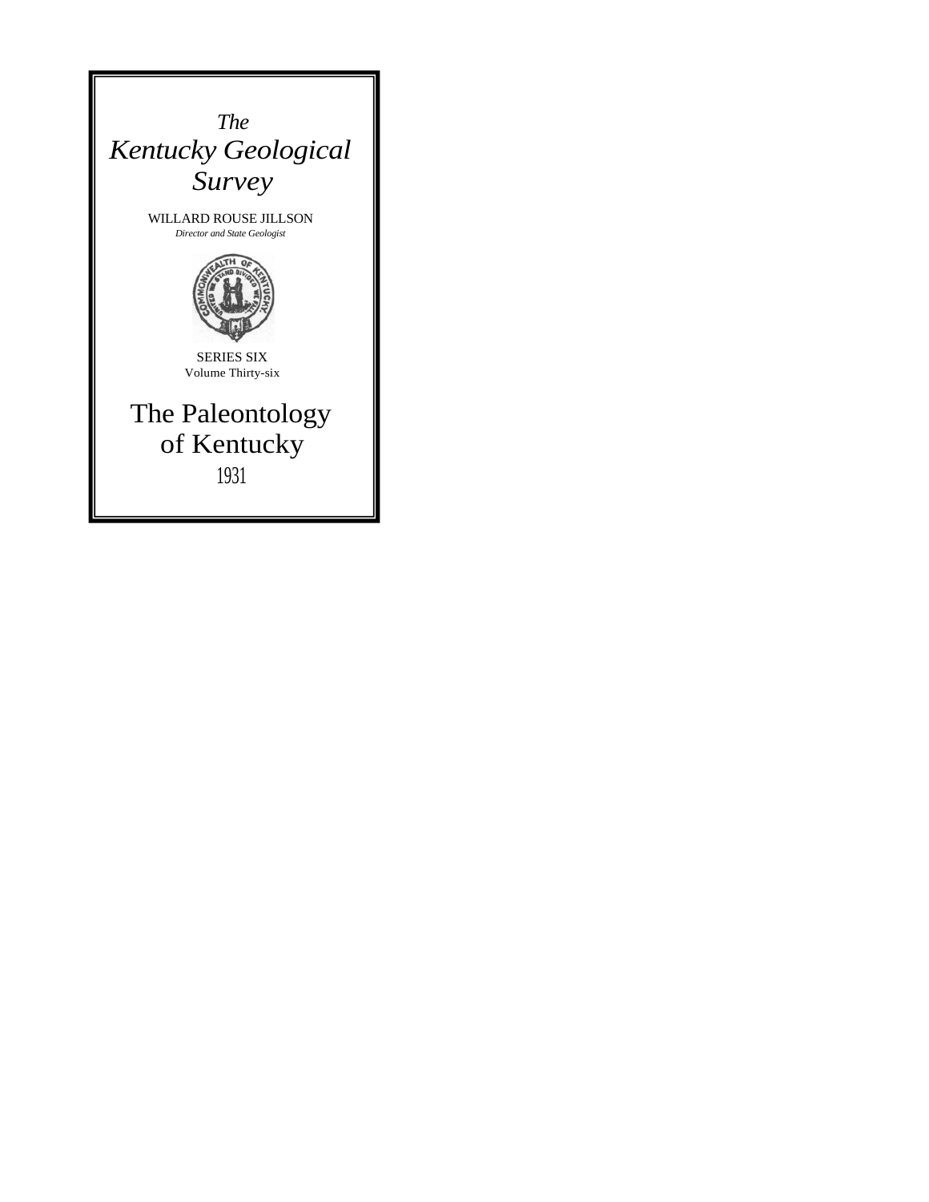*The*

# *Kentucky Geological Survey*

WILLARD ROUSE JILLSON

*Director and State Geologist*

SERIES SIX

Volume Thirty-six

# The Paleontology of Kentucky

1931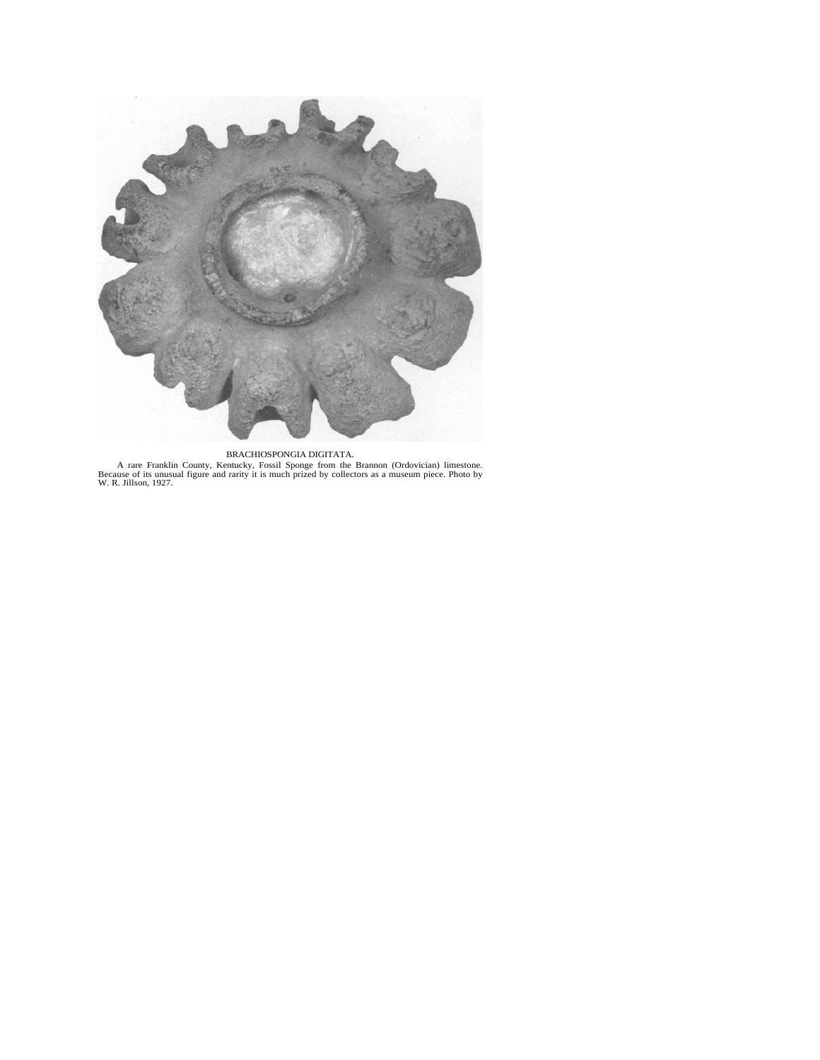BRACHIOSPONGIA DIGITATA.

A rare Franklin County, Kentucky, Fossil Sponge from the Brannon (Ordovician) limestone. Because of its unusual figure and rarity it is much prized by collectors as a museum piece. Photo by W. R. Jillson, 1927.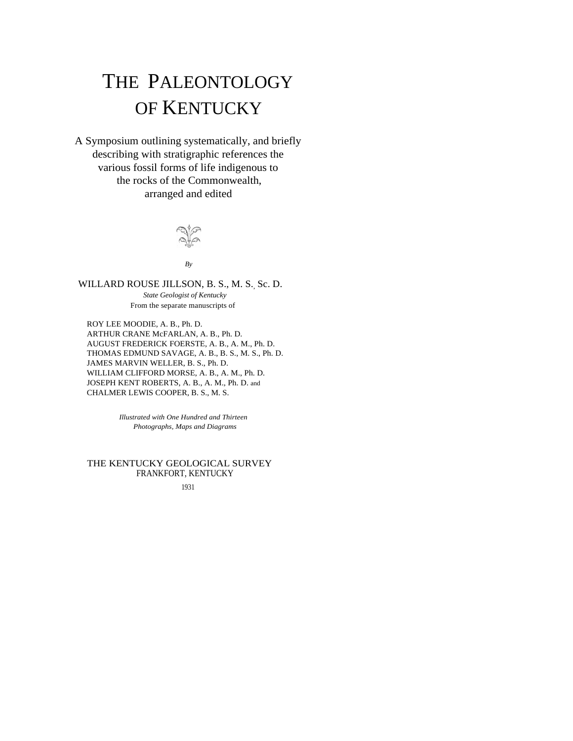# THE PALEONTOLOGY OF KENTUCKY

A Symposium outlining systematically, and briefly describing with stratigraphic references the various fossil forms of life indigenous to the rocks of the Commonwealth, arranged and edited

*By*

WILLARD ROUSE JILLSON, B. S., M. S., Sc. D.
*State Geologist of Kentucky*
From the separate manuscripts of

ROY LEE MOODIE, A. B., Ph. D.
ARTHUR CRANE McFARLAN, A. B., Ph. D.
AUGUST FREDERICK FOERSTE, A. B., A. M., Ph. D.
THOMAS EDMUND SAVAGE, A. B., B. S., M. S., Ph. D.
JAMES MARVIN WELLER, B. S., Ph. D.
WILLIAM CLIFFORD MORSE, A. B., A. M., Ph. D.
JOSEPH KENT ROBERTS, A. B., A. M., Ph. D. and
CHALMER LEWIS COOPER, B. S., M. S.

*Illustrated with One Hundred and Thirteen Photographs, Maps and Diagrams*

THE KENTUCKY GEOLOGICAL SURVEY
FRANKFORT, KENTUCKY
1931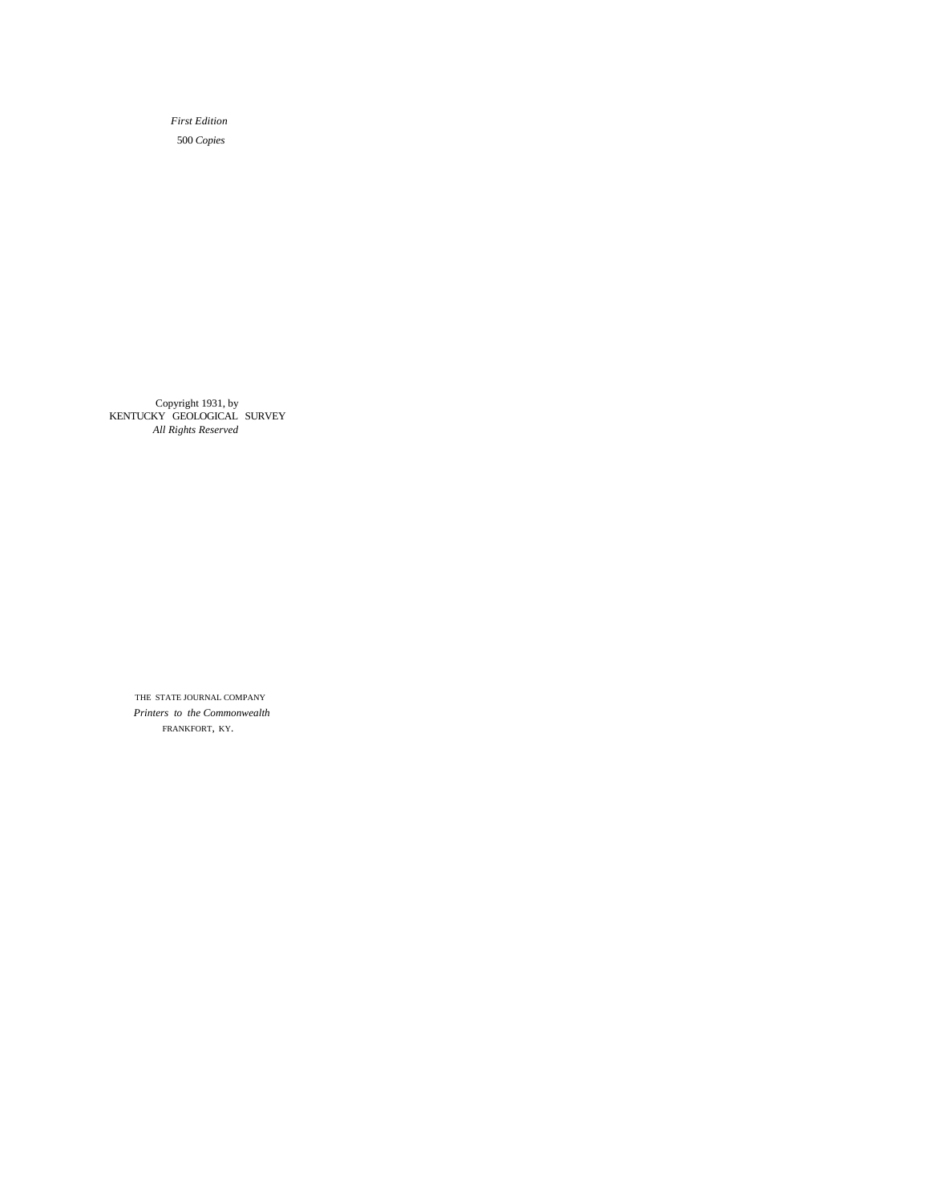*First Edition*

500 *Copies*

Copyright 1931, by
KENTUCKY GEOLOGICAL SURVEY
*All Rights Reserved*

THE STATE JOURNAL COMPANY
*Printers to the Commonwealth*
FRANKFORT, KY.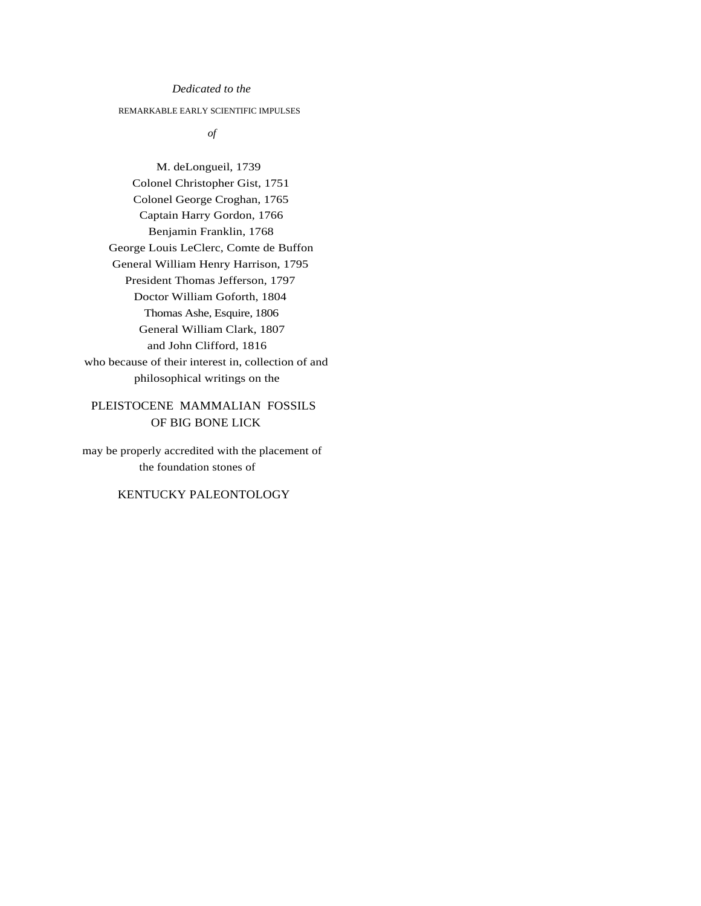*Dedicated to the*

REMARKABLE EARLY SCIENTIFIC IMPULSES

*of*

M. deLongueil, 1739
Colonel Christopher Gist, 1751
Colonel George Croghan, 1765
Captain Harry Gordon, 1766
Benjamin Franklin, 1768
George Louis LeClerc, Comte de Buffon
General William Henry Harrison, 1795
President Thomas Jefferson, 1797
Doctor William Goforth, 1804
Thomas Ashe, Esquire, 1806
General William Clark, 1807
and John Clifford, 1816
who because of their interest in, collection of and
philosophical writings on the

PLEISTOCENE MAMMALIAN FOSSILS
OF BIG BONE LICK

may be properly accredited with the placement of
the foundation stones of

KENTUCKY PALEONTOLOGY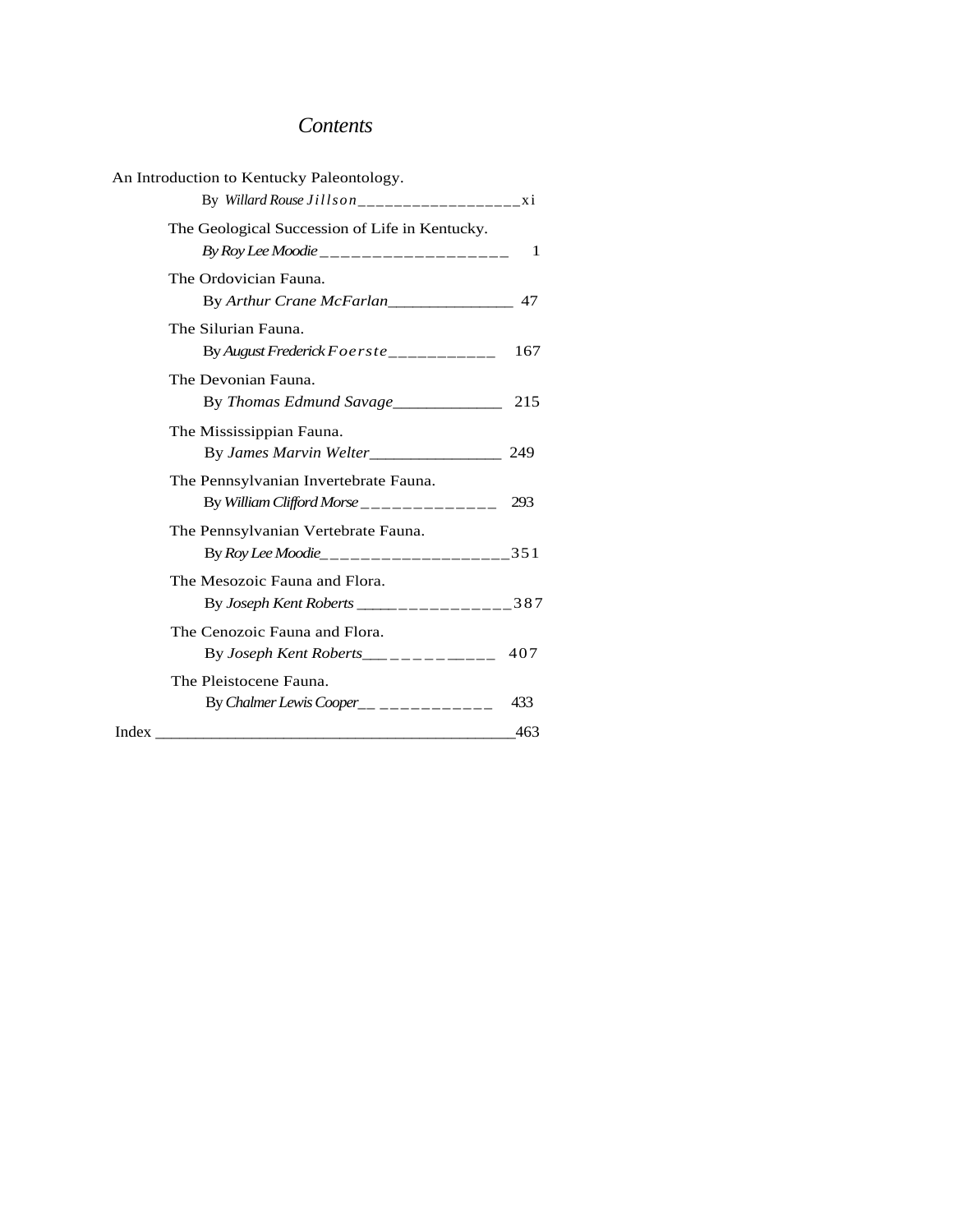# *Contents*

An Introduction to Kentucky Paleontology.
By *Willard Rouse Jillson* — xi

The Geological Succession of Life in Kentucky.
*By Roy Lee Moodie* — 1

The Ordovician Fauna.
By *Arthur Crane McFarlan* — 47

The Silurian Fauna.
By *August Frederick Foerste* — 167

The Devonian Fauna.
By *Thomas Edmund Savage* — 215

The Mississippian Fauna.
By *James Marvin Welter* — 249

The Pennsylvanian Invertebrate Fauna.
By *William Clifford Morse* — 293

The Pennsylvanian Vertebrate Fauna.
By *Roy Lee Moodie* — 351

The Mesozoic Fauna and Flora.
By *Joseph Kent Roberts* — 387

The Cenozoic Fauna and Flora.
By *Joseph Kent Roberts* — 407

The Pleistocene Fauna.
By *Chalmer Lewis Cooper* — 433

Index — 463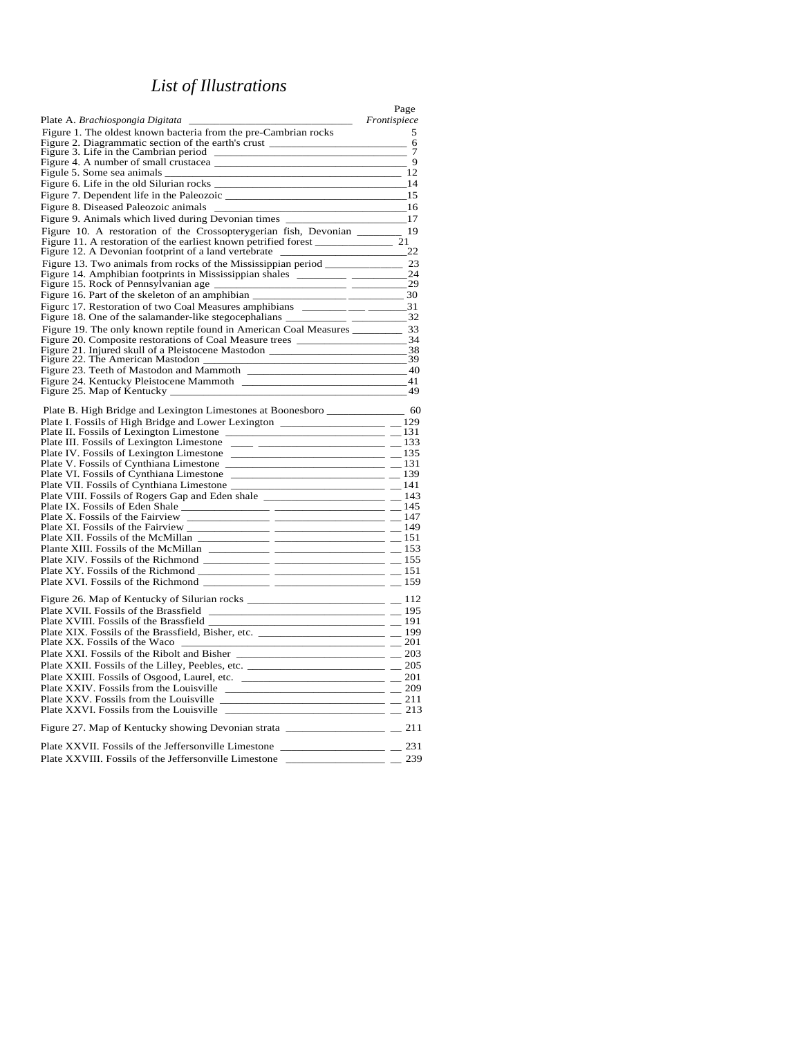# *List of Illustrations*

| | Page |
|---|---|
| Plate A. *Brachiospongia Digitata* | *Frontispiece* |
| Figure 1. The oldest known bacteria from the pre-Cambrian rocks | 5 |
| Figure 2. Diagrammatic section of the earth's crust | 6 |
| Figure 3. Life in the Cambrian period | 7 |
| Figure 4. A number of small crustacea | 9 |
| Figule 5. Some sea animals | 12 |
| Figure 6. Life in the old Silurian rocks | 14 |
| Figure 7. Dependent life in the Paleozoic | 15 |
| Figure 8. Diseased Paleozoic animals | 16 |
| Figure 9. Animals which lived during Devonian times | 17 |
| Figure 10. A restoration of the Crossopterygerian fish, Devonian | 19 |
| Figure 11. A restoration of the earliest known petrified forest | 21 |
| Figure 12. A Devonian footprint of a land vertebrate | 22 |
| Figure 13. Two animals from rocks of the Mississippian period | 23 |
| Figure 14. Amphibian footprints in Mississippian shales | 24 |
| Figure 15. Rock of Pennsylvanian age | 29 |
| Figure 16. Part of the skeleton of an amphibian | 30 |
| Figurc 17. Restoration of two Coal Measures amphibians | 31 |
| Figure 18. One of the salamander-like stegocephalians | 32 |
| Figure 19. The only known reptile found in American Coal Measures | 33 |
| Figure 20. Composite restorations of Coal Measure trees | 34 |
| Figure 21. Injured skull of a Pleistocene Mastodon | 38 |
| Figure 22. The American Mastodon | 39 |
| Figure 23. Teeth of Mastodon and Mammoth | 40 |
| Figure 24. Kentucky Pleistocene Mammoth | 41 |
| Figure 25. Map of Kentucky | 49 |
| Plate B. High Bridge and Lexington Limestones at Boonesboro | 60 |
| Plate I. Fossils of High Bridge and Lower Lexington | 129 |
| Plate II. Fossils of Lexington Limestone | 131 |
| Plate III. Fossils of Lexington Limestone | 133 |
| Plate IV. Fossils of Lexington Limestone | 135 |
| Plate V. Fossils of Cynthiana Limestone | 131 |
| Plate VI. Fossils of Cynthiana Limestone | 139 |
| Plate VII. Fossils of Cynthiana Limestone | 141 |
| Plate VIII. Fossils of Rogers Gap and Eden shale | 143 |
| Plate IX. Fossils of Eden Shale | 145 |
| Plate X. Fossils of the Fairview | 147 |
| Plate XI. Fossils of the Fairview | 149 |
| Plate XII. Fossils of the McMillan | 151 |
| Plante XIII. Fossils of the McMillan | 153 |
| Plate XIV. Fossils of the Richmond | 155 |
| Plate XY. Fossils of the Richmond | 151 |
| Plate XVI. Fossils of the Richmond | 159 |
| Figure 26. Map of Kentucky of Silurian rocks | 112 |
| Plate XVII. Fossils of the Brassfield | 195 |
| Plate XVIII. Fossils of the Brassfield | 191 |
| Plate XIX. Fossils of the Brassfield, Bisher, etc. | 199 |
| Plate XX. Fossils of the Waco | 201 |
| Plate XXI. Fossils of the Ribolt and Bisher | 203 |
| Plate XXII. Fossils of the Lilley, Peebles, etc. | 205 |
| Plate XXIII. Fossils of Osgood, Laurel, etc. | 201 |
| Plate XXIV. Fossils from the Louisville | 209 |
| Plate XXV. Fossils from the Louisville | 211 |
| Plate XXVI. Fossils from the Louisville | 213 |
| Figure 27. Map of Kentucky showing Devonian strata | 211 |
| Plate XXVII. Fossils of the Jeffersonville Limestone | 231 |
| Plate XXVIII. Fossils of the Jeffersonville Limestone | 239 |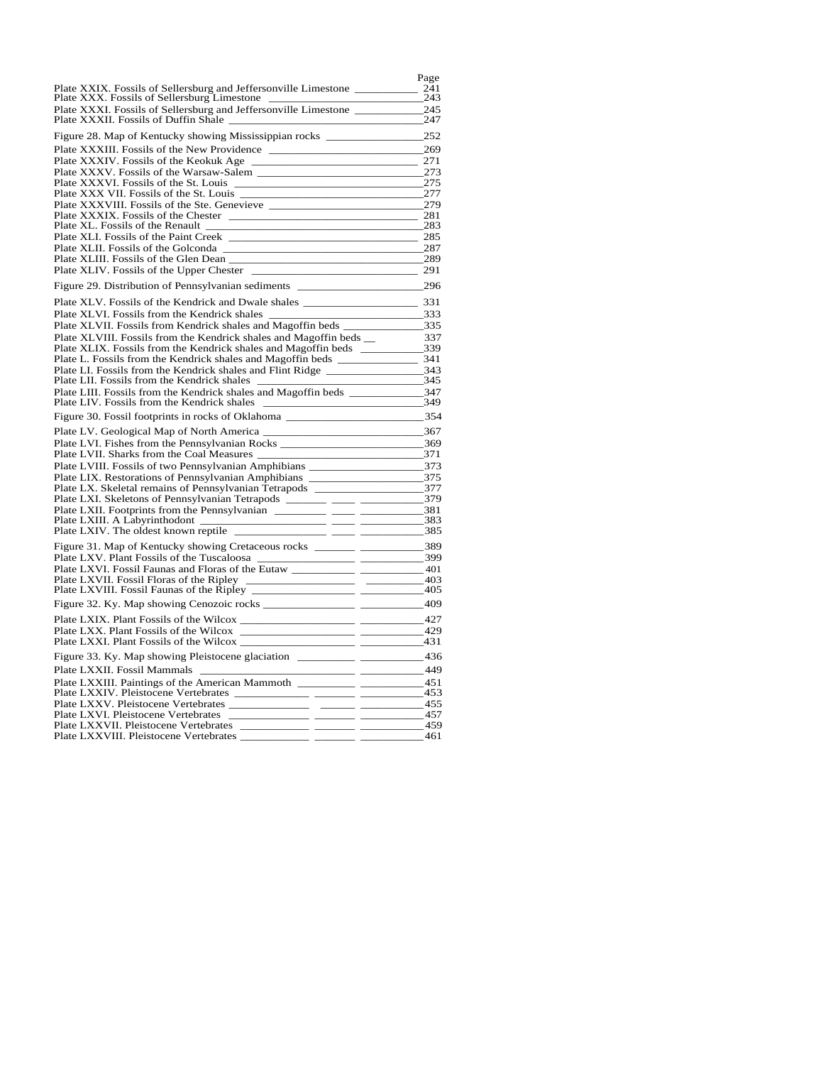| | Page |
|---|---|
| Plate XXIX. Fossils of Sellersburg and Jeffersonville Limestone | 241 |
| Plate XXX. Fossils of Sellersburg Limestone | 243 |
| Plate XXXI. Fossils of Sellersburg and Jeffersonville Limestone | 245 |
| Plate XXXII. Fossils of Duffin Shale | 247 |
| Figure 28. Map of Kentucky showing Mississippian rocks | 252 |
| Plate XXXIII. Fossils of the New Providence | 269 |
| Plate XXXIV. Fossils of the Keokuk Age | 271 |
| Plate XXXV. Fossils of the Warsaw-Salem | 273 |
| Plate XXXVI. Fossils of the St. Louis | 275 |
| Plate XXX VII. Fossils of the St. Louis | 277 |
| Plate XXXVIII. Fossils of the Ste. Genevieve | 279 |
| Plate XXXIX. Fossils of the Chester | 281 |
| Plate XL. Fossils of the Renault | 283 |
| Plate XLI. Fossils of the Paint Creek | 285 |
| Plate XLII. Fossils of the Golconda | 287 |
| Plate XLIII. Fossils of the Glen Dean | 289 |
| Plate XLIV. Fossils of the Upper Chester | 291 |
| Figure 29. Distribution of Pennsylvanian sediments | 296 |
| Plate XLV. Fossils of the Kendrick and Dwale shales | 331 |
| Plate XLVI. Fossils from the Kendrick shales | 333 |
| Plate XLVII. Fossils from Kendrick shales and Magoffin beds | 335 |
| Plate XLVIII. Fossils from the Kendrick shales and Magoffin beds | 337 |
| Plate XLIX. Fossils from the Kendrick shales and Magoffin beds | 339 |
| Plate L. Fossils from the Kendrick shales and Magoffin beds | 341 |
| Plate LI. Fossils from the Kendrick shales and Flint Ridge | 343 |
| Plate LII. Fossils from the Kendrick shales | 345 |
| Plate LIII. Fossils from the Kendrick shales and Magoffin beds | 347 |
| Plate LIV. Fossils from the Kendrick shales | 349 |
| Figure 30. Fossil footprints in rocks of Oklahoma | 354 |
| Plate LV. Geological Map of North America | 367 |
| Plate LVI. Fishes from the Pennsylvanian Rocks | 369 |
| Plate LVII. Sharks from the Coal Measures | 371 |
| Plate LVIII. Fossils of two Pennsylvanian Amphibians | 373 |
| Plate LIX. Restorations of Pennsylvanian Amphibians | 375 |
| Plate LX. Skeletal remains of Pennsylvanian Tetrapods | 377 |
| Plate LXI. Skeletons of Pennsylvanian Tetrapods | 379 |
| Plate LXII. Footprints from the Pennsylvanian | 381 |
| Plate LXIII. A Labyrinthodont | 383 |
| Plate LXIV. The oldest known reptile | 385 |
| Figure 31. Map of Kentucky showing Cretaceous rocks | 389 |
| Plate LXV. Plant Fossils of the Tuscaloosa | 399 |
| Plate LXVI. Fossil Faunas and Floras of the Eutaw | 401 |
| Plate LXVII. Fossil Floras of the Ripley | 403 |
| Plate LXVIII. Fossil Faunas of the Ripley | 405 |
| Figure 32. Ky. Map showing Cenozoic rocks | 409 |
| Plate LXIX. Plant Fossils of the Wilcox | 427 |
| Plate LXX. Plant Fossils of the Wilcox | 429 |
| Plate LXXI. Plant Fossils of the Wilcox | 431 |
| Figure 33. Ky. Map showing Pleistocene glaciation | 436 |
| Plate LXXII. Fossil Mammals | 449 |
| Plate LXXIII. Paintings of the American Mammoth | 451 |
| Plate LXXIV. Pleistocene Vertebrates | 453 |
| Plate LXXV. Pleistocene Vertebrates | 455 |
| Plate LXVI. Pleistocene Vertebrates | 457 |
| Plate LXXVII. Pleistocene Vertebrates | 459 |
| Plate LXXVIII. Pleistocene Vertebrates | 461 |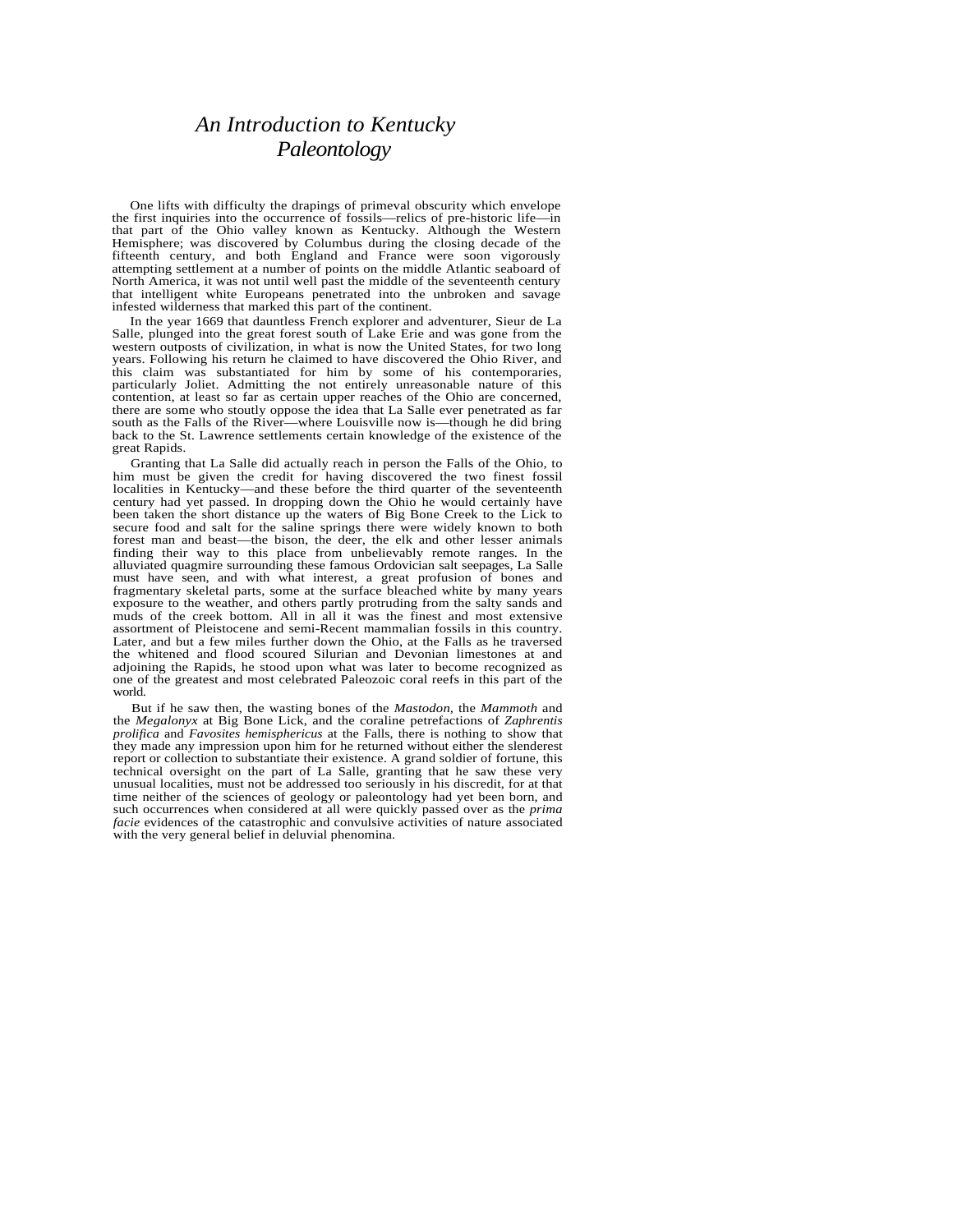# *An Introduction to Kentucky Paleontology*

One lifts with difficulty the drapings of primeval obscurity which envelope the first inquiries into the occurrence of fossils—relics of pre-historic life—in that part of the Ohio valley known as Kentucky. Although the Western Hemisphere; was discovered by Columbus during the closing decade of the fifteenth century, and both England and France were soon vigorously attempting settlement at a number of points on the middle Atlantic seaboard of North America, it was not until well past the middle of the seventeenth century that intelligent white Europeans penetrated into the unbroken and savage infested wilderness that marked this part of the continent.

In the year 1669 that dauntless French explorer and adventurer, Sieur de La Salle, plunged into the great forest south of Lake Erie and was gone from the western outposts of civilization, in what is now the United States, for two long years. Following his return he claimed to have discovered the Ohio River, and this claim was substantiated for him by some of his contemporaries, particularly Joliet. Admitting the not entirely unreasonable nature of this contention, at least so far as certain upper reaches of the Ohio are concerned, there are some who stoutly oppose the idea that La Salle ever penetrated as far south as the Falls of the River—where Louisville now is—though he did bring back to the St. Lawrence settlements certain knowledge of the existence of the great Rapids.

Granting that La Salle did actually reach in person the Falls of the Ohio, to him must be given the credit for having discovered the two finest fossil localities in Kentucky—and these before the third quarter of the seventeenth century had yet passed. In dropping down the Ohio he would certainly have been taken the short distance up the waters of Big Bone Creek to the Lick to secure food and salt for the saline springs there were widely known to both forest man and beast—the bison, the deer, the elk and other lesser animals finding their way to this place from unbelievably remote ranges. In the alluviated quagmire surrounding these famous Ordovician salt seepages, La Salle must have seen, and with what interest, a great profusion of bones and fragmentary skeletal parts, some at the surface bleached white by many years exposure to the weather, and others partly protruding from the salty sands and muds of the creek bottom. All in all it was the finest and most extensive assortment of Pleistocene and semi-Recent mammalian fossils in this country. Later, and but a few miles further down the Ohio, at the Falls as he traversed the whitened and flood scoured Silurian and Devonian limestones at and adjoining the Rapids, he stood upon what was later to become recognized as one of the greatest and most celebrated Paleozoic coral reefs in this part of the world.

But if he saw then, the wasting bones of the *Mastodon*, the *Mammoth* and the *Megalonyx* at Big Bone Lick, and the coraline petrefactions of *Zaphrentis prolifica* and *Favosites hemisphericus* at the Falls, there is nothing to show that they made any impression upon him for he returned without either the slenderest report or collection to substantiate their existence. A grand soldier of fortune, this technical oversight on the part of La Salle, granting that he saw these very unusual localities, must not be addressed too seriously in his discredit, for at that time neither of the sciences of geology or paleontology had yet been born, and such occurrences when considered at all were quickly passed over as the *prima facie* evidences of the catastrophic and convulsive activities of nature associated with the very general belief in deluvial phenomina.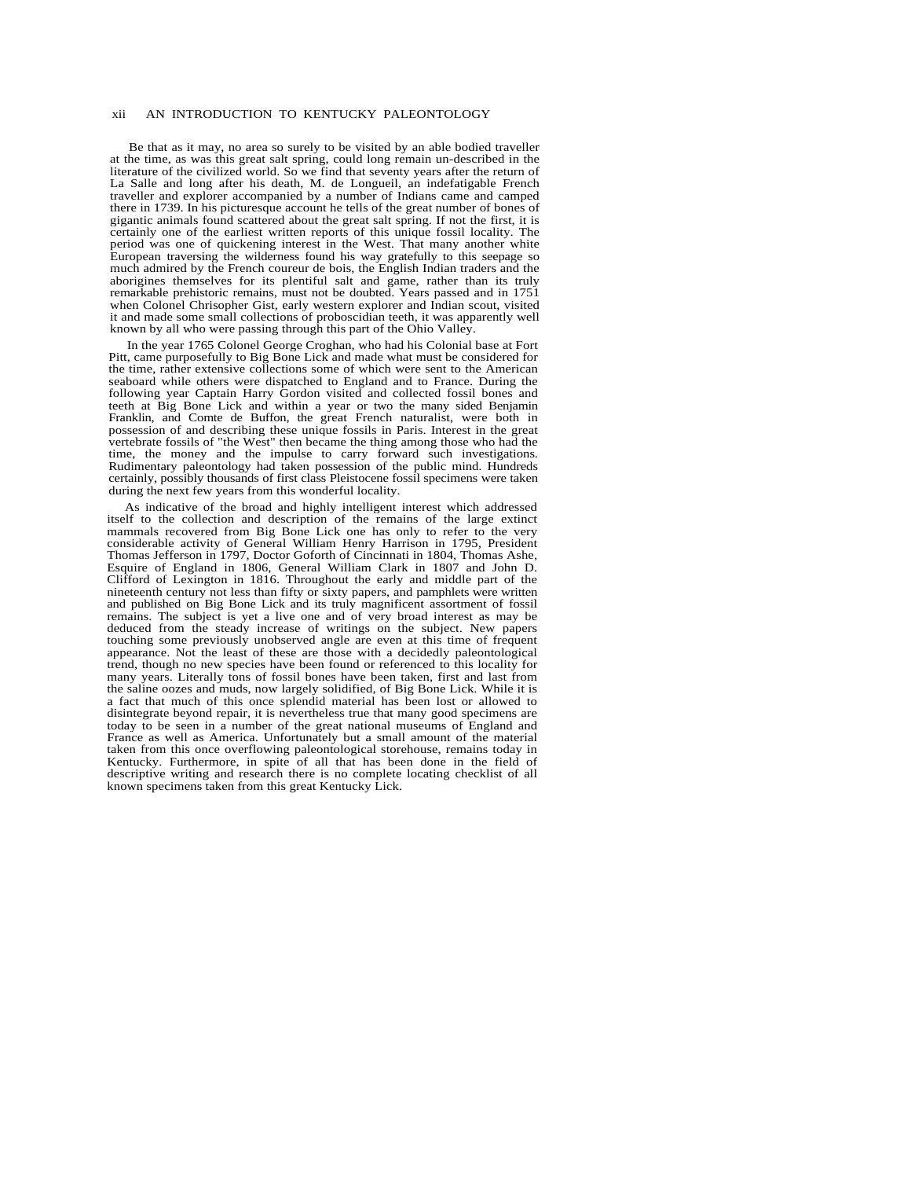Be that as it may, no area so surely to be visited by an able bodied traveller at the time, as was this great salt spring, could long remain un-described in the literature of the civilized world. So we find that seventy years after the return of La Salle and long after his death, M. de Longueil, an indefatigable French traveller and explorer accompanied by a number of Indians came and camped there in 1739. In his picturesque account he tells of the great number of bones of gigantic animals found scattered about the great salt spring. If not the first, it is certainly one of the earliest written reports of this unique fossil locality. The period was one of quickening interest in the West. That many another white European traversing the wilderness found his way gratefully to this seepage so much admired by the French coureur de bois, the English Indian traders and the aborigines themselves for its plentiful salt and game, rather than its truly remarkable prehistoric remains, must not be doubted. Years passed and in 1751 when Colonel Chrisopher Gist, early western explorer and Indian scout, visited it and made some small collections of proboscidian teeth, it was apparently well known by all who were passing through this part of the Ohio Valley.

In the year 1765 Colonel George Croghan, who had his Colonial base at Fort Pitt, came purposefully to Big Bone Lick and made what must be considered for the time, rather extensive collections some of which were sent to the American seaboard while others were dispatched to England and to France. During the following year Captain Harry Gordon visited and collected fossil bones and teeth at Big Bone Lick and within a year or two the many sided Benjamin Franklin, and Comte de Buffon, the great French naturalist, were both in possession of and describing these unique fossils in Paris. Interest in the great vertebrate fossils of "the West" then became the thing among those who had the time, the money and the impulse to carry forward such investigations. Rudimentary paleontology had taken possession of the public mind. Hundreds certainly, possibly thousands of first class Pleistocene fossil specimens were taken during the next few years from this wonderful locality.

As indicative of the broad and highly intelligent interest which addressed itself to the collection and description of the remains of the large extinct mammals recovered from Big Bone Lick one has only to refer to the very considerable activity of General William Henry Harrison in 1795, President Thomas Jefferson in 1797, Doctor Goforth of Cincinnati in 1804, Thomas Ashe, Esquire of England in 1806, General William Clark in 1807 and John D. Clifford of Lexington in 1816. Throughout the early and middle part of the nineteenth century not less than fifty or sixty papers, and pamphlets were written and published on Big Bone Lick and its truly magnificent assortment of fossil remains. The subject is yet a live one and of very broad interest as may be deduced from the steady increase of writings on the subject. New papers touching some previously unobserved angle are even at this time of frequent appearance. Not the least of these are those with a decidedly paleontological trend, though no new species have been found or referenced to this locality for many years. Literally tons of fossil bones have been taken, first and last from the saline oozes and muds, now largely solidified, of Big Bone Lick. While it is a fact that much of this once splendid material has been lost or allowed to disintegrate beyond repair, it is nevertheless true that many good specimens are today to be seen in a number of the great national museums of England and France as well as America. Unfortunately but a small amount of the material taken from this once overflowing paleontological storehouse, remains today in Kentucky. Furthermore, in spite of all that has been done in the field of descriptive writing and research there is no complete locating checklist of all known specimens taken from this great Kentucky Lick.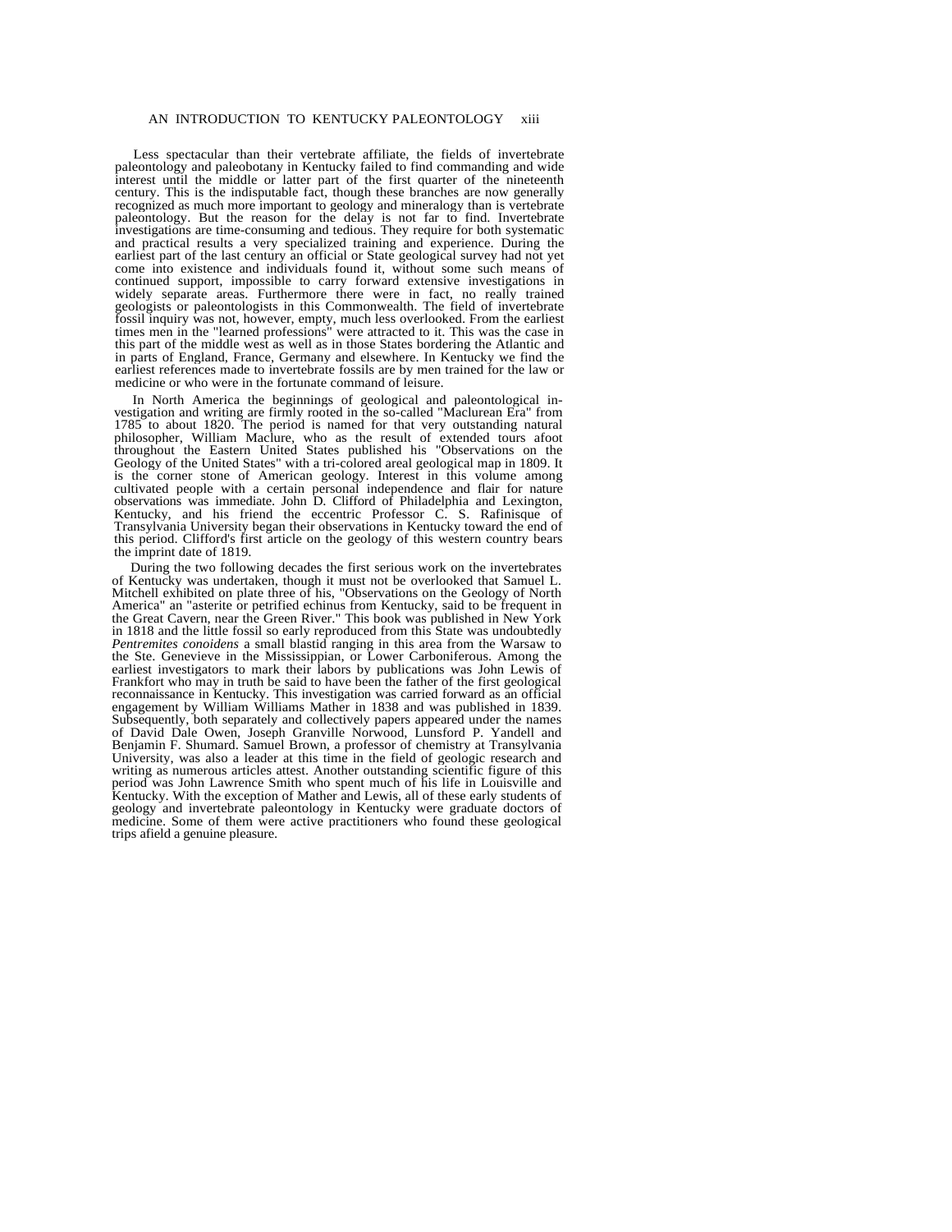Less spectacular than their vertebrate affiliate, the fields of invertebrate paleontology and paleobotany in Kentucky failed to find commanding and wide interest until the middle or latter part of the first quarter of the nineteenth century. This is the indisputable fact, though these branches are now generally recognized as much more important to geology and mineralogy than is vertebrate paleontology. But the reason for the delay is not far to find. Invertebrate investigations are time-consuming and tedious. They require for both systematic and practical results a very specialized training and experience. During the earliest part of the last century an official or State geological survey had not yet come into existence and individuals found it, without some such means of continued support, impossible to carry forward extensive investigations in widely separate areas. Furthermore there were in fact, no really trained geologists or paleontologists in this Commonwealth. The field of invertebrate fossil inquiry was not, however, empty, much less overlooked. From the earliest times men in the "learned professions" were attracted to it. This was the case in this part of the middle west as well as in those States bordering the Atlantic and in parts of England, France, Germany and elsewhere. In Kentucky we find the earliest references made to invertebrate fossils are by men trained for the law or medicine or who were in the fortunate command of leisure.

In North America the beginnings of geological and paleontological investigation and writing are firmly rooted in the so-called "Maclurean Era" from 1785 to about 1820. The period is named for that very outstanding natural philosopher, William Maclure, who as the result of extended tours afoot throughout the Eastern United States published his "Observations on the Geology of the United States" with a tri-colored areal geological map in 1809. It is the corner stone of American geology. Interest in this volume among cultivated people with a certain personal independence and flair for nature observations was immediate. John D. Clifford of Philadelphia and Lexington, Kentucky, and his friend the eccentric Professor C. S. Rafinisque of Transylvania University began their observations in Kentucky toward the end of this period. Clifford's first article on the geology of this western country bears the imprint date of 1819.

During the two following decades the first serious work on the invertebrates of Kentucky was undertaken, though it must not be overlooked that Samuel L. Mitchell exhibited on plate three of his, "Observations on the Geology of North America" an "asterite or petrified echinus from Kentucky, said to be frequent in the Great Cavern, near the Green River." This book was published in New York in 1818 and the little fossil so early reproduced from this State was undoubtedly *Pentremites conoidens* a small blastid ranging in this area from the Warsaw to the Ste. Genevieve in the Mississippian, or Lower Carboniferous. Among the earliest investigators to mark their labors by publications was John Lewis of Frankfort who may in truth be said to have been the father of the first geological reconnaissance in Kentucky. This investigation was carried forward as an official engagement by William Williams Mather in 1838 and was published in 1839. Subsequently, both separately and collectively papers appeared under the names of David Dale Owen, Joseph Granville Norwood, Lunsford P. Yandell and Benjamin F. Shumard. Samuel Brown, a professor of chemistry at Transylvania University, was also a leader at this time in the field of geologic research and writing as numerous articles attest. Another outstanding scientific figure of this period was John Lawrence Smith who spent much of his life in Louisville and Kentucky. With the exception of Mather and Lewis, all of these early students of geology and invertebrate paleontology in Kentucky were graduate doctors of medicine. Some of them were active practitioners who found these geological trips afield a genuine pleasure.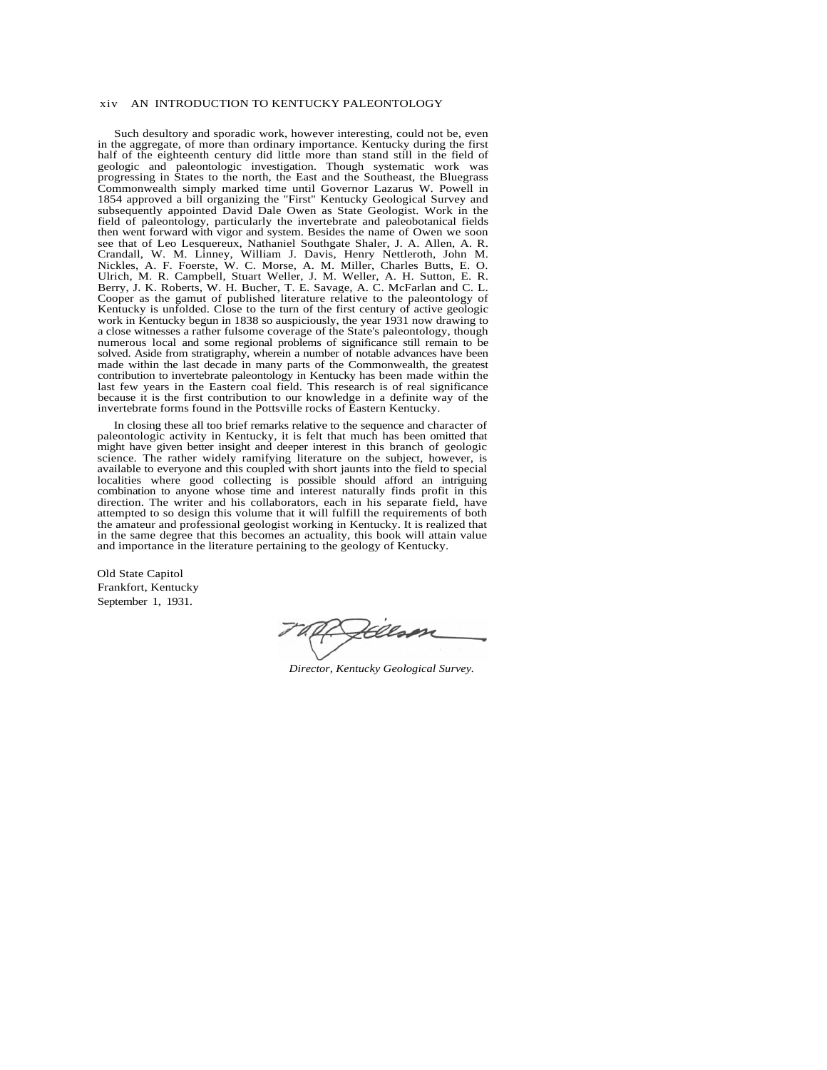Such desultory and sporadic work, however interesting, could not be, even in the aggregate, of more than ordinary importance. Kentucky during the first half of the eighteenth century did little more than stand still in the field of geologic and paleontologic investigation. Though systematic work was progressing in States to the north, the East and the Southeast, the Bluegrass Commonwealth simply marked time until Governor Lazarus W. Powell in 1854 approved a bill organizing the "First" Kentucky Geological Survey and subsequently appointed David Dale Owen as State Geologist. Work in the field of paleontology, particularly the invertebrate and paleobotanical fields then went forward with vigor and system. Besides the name of Owen we soon see that of Leo Lesquereux, Nathaniel Southgate Shaler, J. A. Allen, A. R. Crandall, W. M. Linney, William J. Davis, Henry Nettleroth, John M. Nickles, A. F. Foerste, W. C. Morse, A. M. Miller, Charles Butts, E. O. Ulrich, M. R. Campbell, Stuart Weller, J. M. Weller, A. H. Sutton, E. R. Berry, J. K. Roberts, W. H. Bucher, T. E. Savage, A. C. McFarlan and C. L. Cooper as the gamut of published literature relative to the paleontology of Kentucky is unfolded. Close to the turn of the first century of active geologic work in Kentucky begun in 1838 so auspiciously, the year 1931 now drawing to a close witnesses a rather fulsome coverage of the State's paleontology, though numerous local and some regional problems of significance still remain to be solved. Aside from stratigraphy, wherein a number of notable advances have been made within the last decade in many parts of the Commonwealth, the greatest contribution to invertebrate paleontology in Kentucky has been made within the last few years in the Eastern coal field. This research is of real significance because it is the first contribution to our knowledge in a definite way of the invertebrate forms found in the Pottsville rocks of Eastern Kentucky.

In closing these all too brief remarks relative to the sequence and character of paleontologic activity in Kentucky, it is felt that much has been omitted that might have given better insight and deeper interest in this branch of geologic science. The rather widely ramifying literature on the subject, however, is available to everyone and this coupled with short jaunts into the field to special localities where good collecting is possible should afford an intriguing combination to anyone whose time and interest naturally finds profit in this direction. The writer and his collaborators, each in his separate field, have attempted to so design this volume that it will fulfill the requirements of both the amateur and professional geologist working in Kentucky. It is realized that in the same degree that this becomes an actuality, this book will attain value and importance in the literature pertaining to the geology of Kentucky.

Old State Capitol
Frankfort, Kentucky
September 1, 1931.

W. R. Jillson

*Director, Kentucky Geological Survey.*